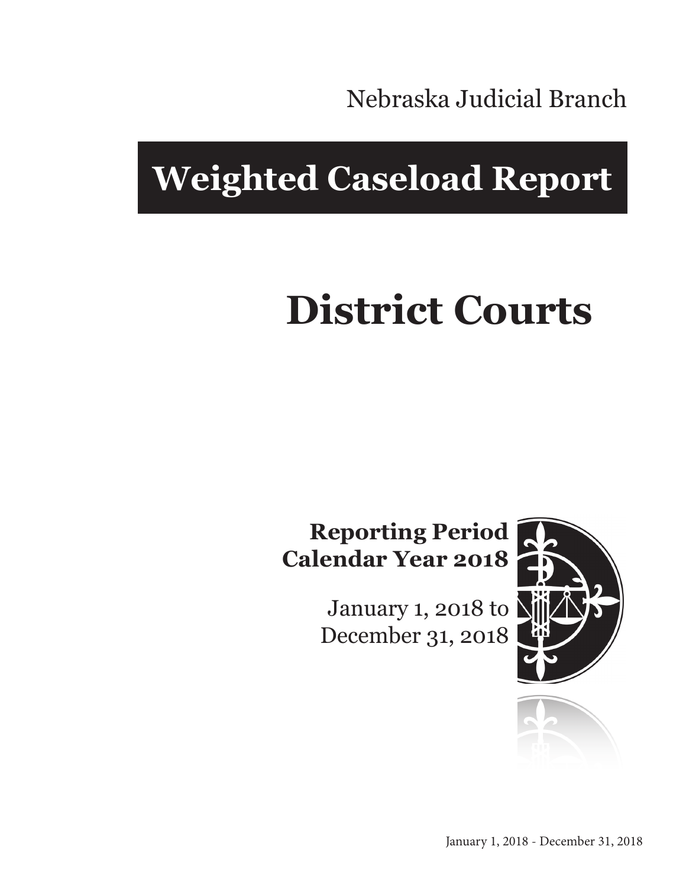Nebraska Judicial Branch

# Weighted Caseload Report

# District Courts

**Reporting Period**
**Calendar Year 2018**

January 1, 2018 to
December 31, 2018

January 1, 2018 - December 31, 2018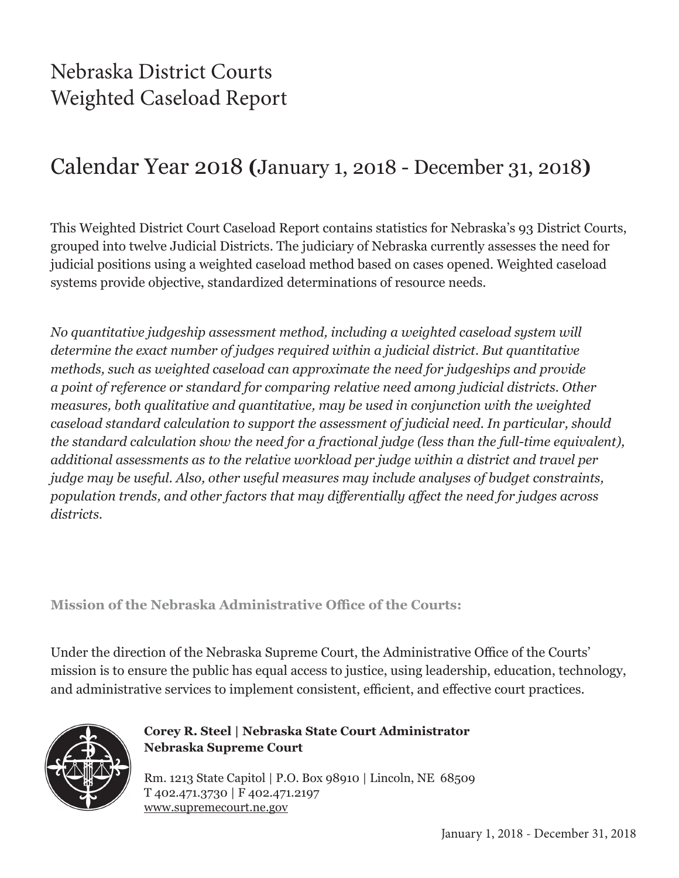# Nebraska District Courts
# Weighted Caseload Report

## Calendar Year 2018 **(**January 1, 2018 - December 31, 2018**)**

This Weighted District Court Caseload Report contains statistics for Nebraska's 93 District Courts, grouped into twelve Judicial Districts. The judiciary of Nebraska currently assesses the need for judicial positions using a weighted caseload method based on cases opened. Weighted caseload systems provide objective, standardized determinations of resource needs.

*No quantitative judgeship assessment method, including a weighted caseload system will determine the exact number of judges required within a judicial district. But quantitative methods, such as weighted caseload can approximate the need for judgeships and provide a point of reference or standard for comparing relative need among judicial districts. Other measures, both qualitative and quantitative, may be used in conjunction with the weighted caseload standard calculation to support the assessment of judicial need. In particular, should the standard calculation show the need for a fractional judge (less than the full-time equivalent), additional assessments as to the relative workload per judge within a district and travel per judge may be useful. Also, other useful measures may include analyses of budget constraints, population trends, and other factors that may differentially affect the need for judges across districts.*

**Mission of the Nebraska Administrative Office of the Courts:**

Under the direction of the Nebraska Supreme Court, the Administrative Office of the Courts' mission is to ensure the public has equal access to justice, using leadership, education, technology, and administrative services to implement consistent, efficient, and effective court practices.

**Corey R. Steel | Nebraska State Court Administrator**
**Nebraska Supreme Court**

Rm. 1213 State Capitol | P.O. Box 98910 | Lincoln, NE 68509
T 402.471.3730 | F 402.471.2197
www.supremecourt.ne.gov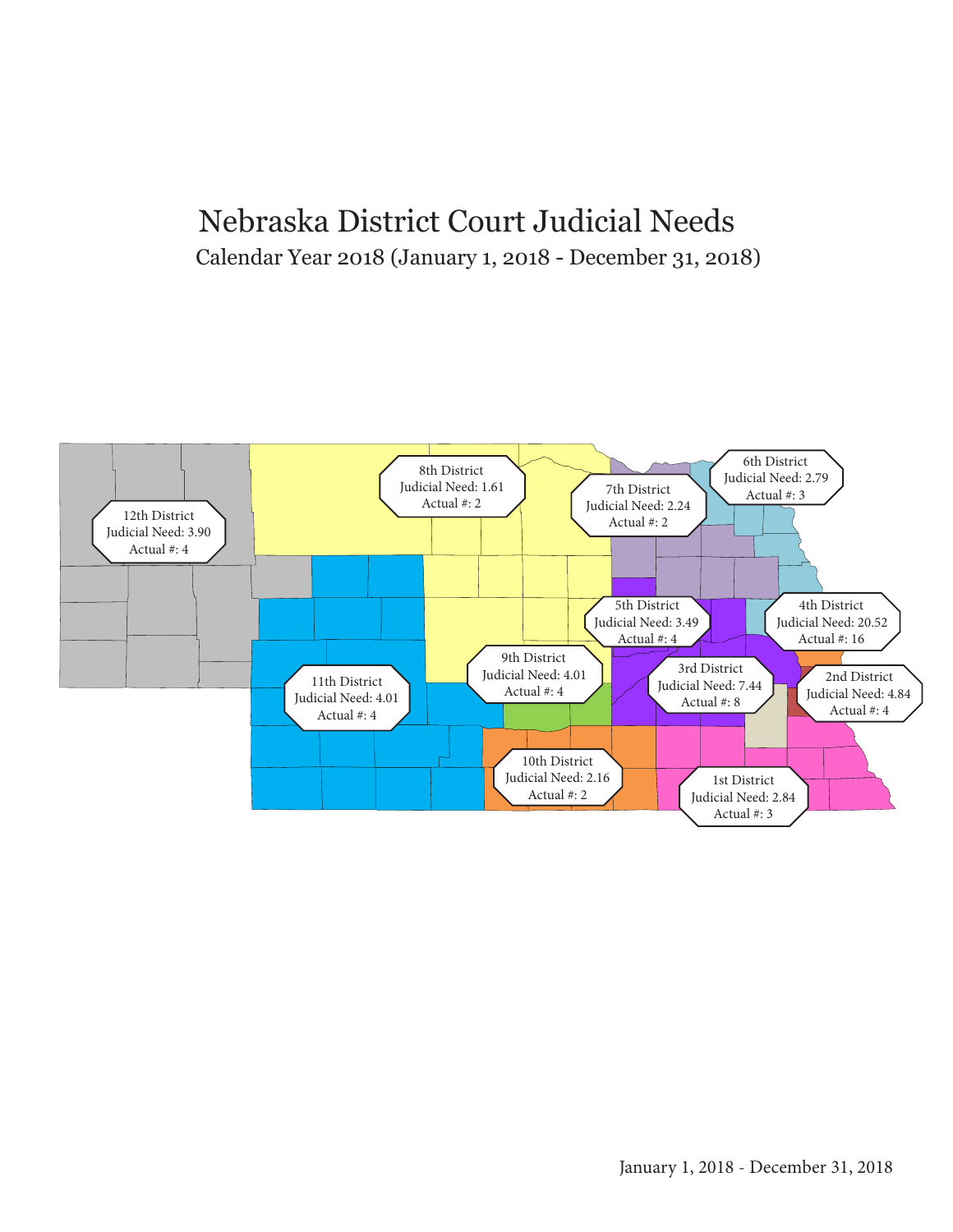# Nebraska District Court Judicial Needs

Calendar Year 2018 (January 1, 2018 - December 31, 2018)

12th District
Judicial Need: 3.90
Actual #: 4

8th District
Judicial Need: 1.61
Actual #: 2

7th District
Judicial Need: 2.24
Actual #: 2

6th District
Judicial Need: 2.79
Actual #: 3

5th District
Judicial Need: 3.49
Actual #: 4

4th District
Judicial Need: 20.52
Actual #: 16

9th District
Judicial Need: 4.01
Actual #: 4

3rd District
Judicial Need: 7.44
Actual #: 8

2nd District
Judicial Need: 4.84
Actual #: 4

11th District
Judicial Need: 4.01
Actual #: 4

10th District
Judicial Need: 2.16
Actual #: 2

1st District
Judicial Need: 2.84
Actual #: 3

January 1, 2018 - December 31, 2018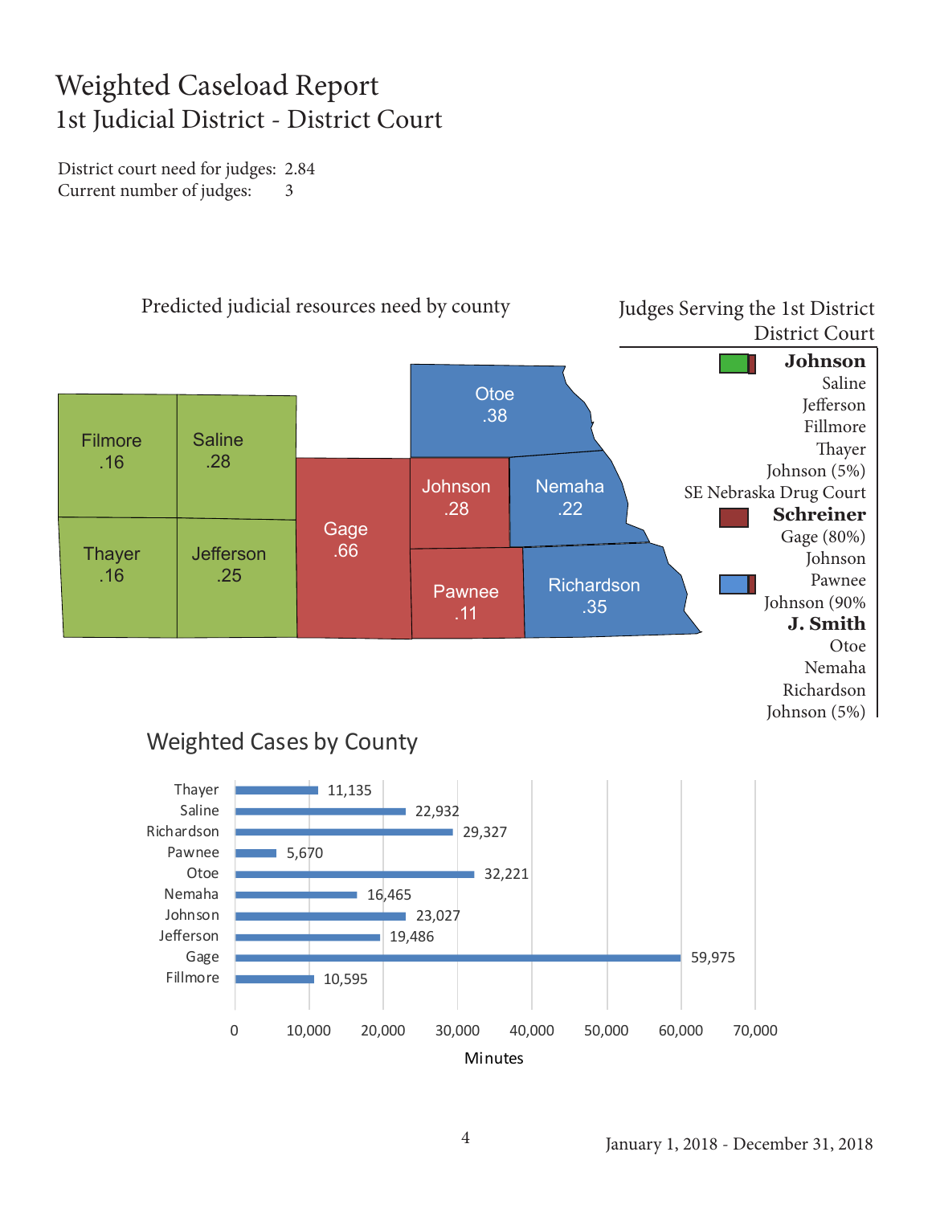# Weighted Caseload Report
## 1st Judicial District - District Court

District court need for judges: 2.84
Current number of judges: 3

### Predicted judicial resources need by county

| County | Need |
|---|---|
| Filmore | .16 |
| Saline | .28 |
| Thayer | .16 |
| Jefferson | .25 |
| Gage | .66 |
| Otoe | .38 |
| Johnson | .28 |
| Nemaha | .22 |
| Pawnee | .11 |
| Richardson | .35 |

### Judges Serving the 1st District District Court

**Johnson**
Saline
Jefferson
Fillmore
Thayer
Johnson (5%)
SE Nebraska Drug Court

**Schreiner**
Gage (80%)
Johnson
Pawnee
Johnson (90%

**J. Smith**
Otoe
Nemaha
Richardson
Johnson (5%)

### Weighted Cases by County

| County | Minutes |
|---|---|
| Thayer | 11,135 |
| Saline | 22,932 |
| Richardson | 29,327 |
| Pawnee | 5,670 |
| Otoe | 32,221 |
| Nemaha | 16,465 |
| Johnson | 23,027 |
| Jefferson | 19,486 |
| Gage | 59,975 |
| Fillmore | 10,595 |

January 1, 2018 - December 31, 2018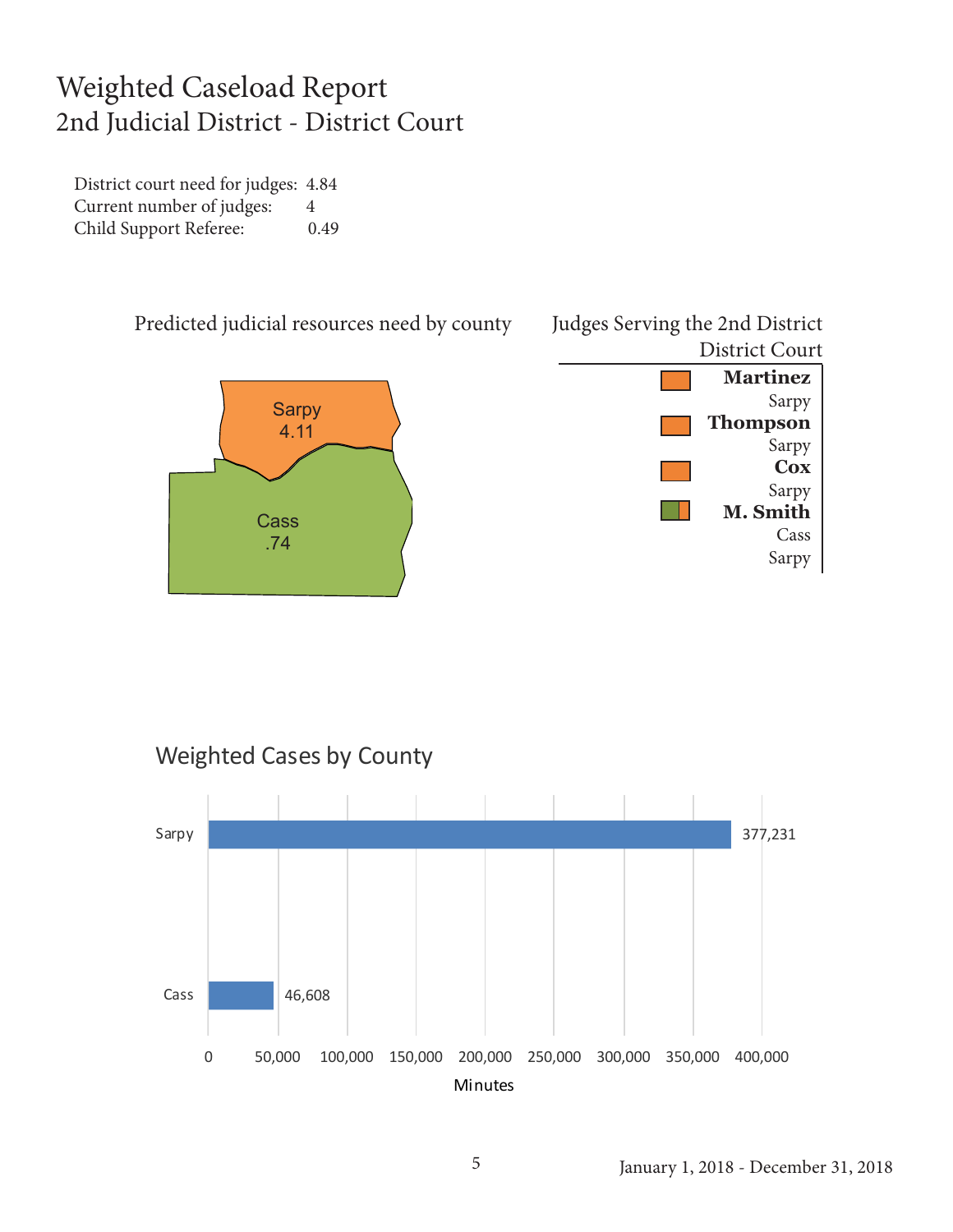# Weighted Caseload Report
## 2nd Judicial District - District Court

District court need for judges: 4.84
Current number of judges: 4
Child Support Referee: 0.49

### Predicted judicial resources need by county

Sarpy
4.11

Cass
.74

### Judges Serving the 2nd District District Court

**Martinez**
Sarpy

**Thompson**
Sarpy

**Cox**
Sarpy

**M. Smith**
Cass
Sarpy

### Weighted Cases by County

| County | Minutes |
|---|---|
| Sarpy | 377,231 |
| Cass | 46,608 |

January 1, 2018 - December 31, 2018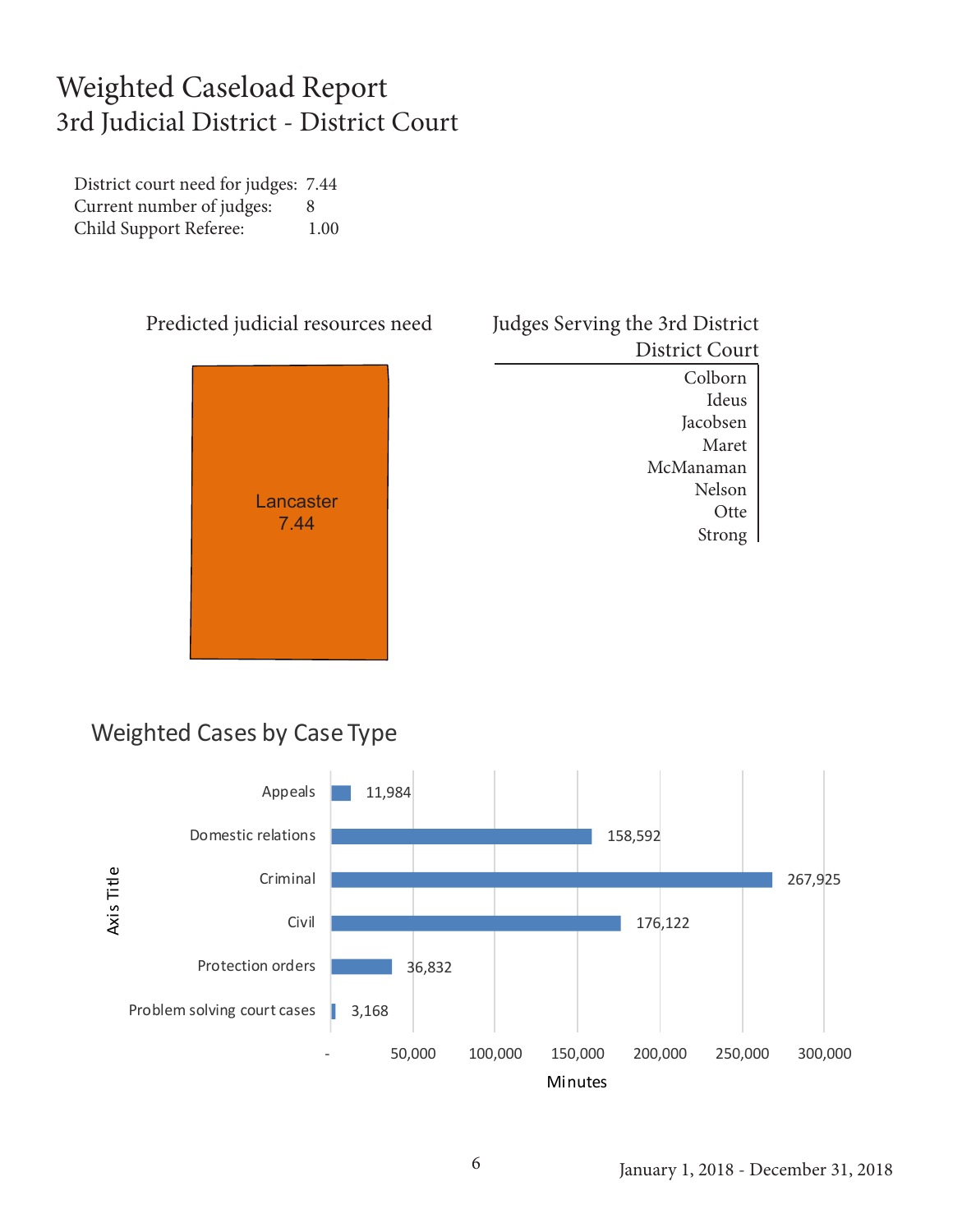# Weighted Caseload Report
## 3rd Judicial District - District Court

District court need for judges: 7.44
Current number of judges: 8
Child Support Referee: 1.00

### Predicted judicial resources need

Lancaster
7.44

### Judges Serving the 3rd District District Court

Colborn
Ideus
Jacobsen
Maret
McManaman
Nelson
Otte
Strong

### Weighted Cases by Case Type

| Case Type | Minutes |
|---|---|
| Appeals | 11,984 |
| Domestic relations | 158,592 |
| Criminal | 267,925 |
| Civil | 176,122 |
| Protection orders | 36,832 |
| Problem solving court cases | 3,168 |

January 1, 2018 - December 31, 2018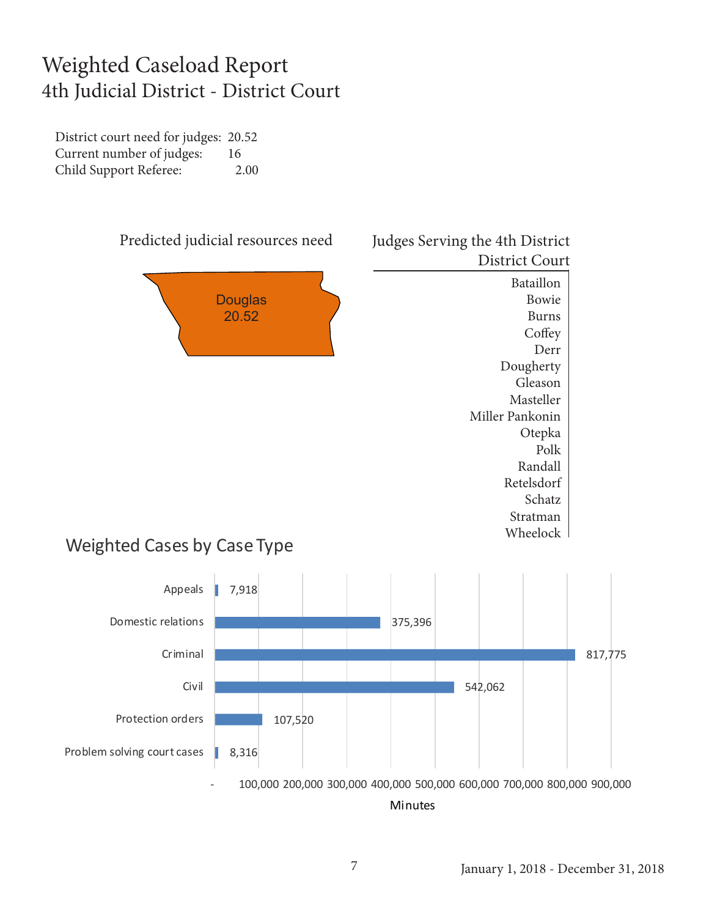# Weighted Caseload Report
## 4th Judicial District - District Court

District court need for judges: 20.52
Current number of judges: 16
Child Support Referee: 2.00

### Predicted judicial resources need

Douglas
20.52

### Judges Serving the 4th District District Court

Bataillon
Bowie
Burns
Coffey
Derr
Dougherty
Gleason
Masteller
Miller Pankonin
Otepka
Polk
Randall
Retelsdorf
Schatz
Stratman
Wheelock

### Weighted Cases by Case Type

| Case Type | Minutes |
| --- | --- |
| Appeals | 7,918 |
| Domestic relations | 375,396 |
| Criminal | 817,775 |
| Civil | 542,062 |
| Protection orders | 107,520 |
| Problem solving court cases | 8,316 |

January 1, 2018 - December 31, 2018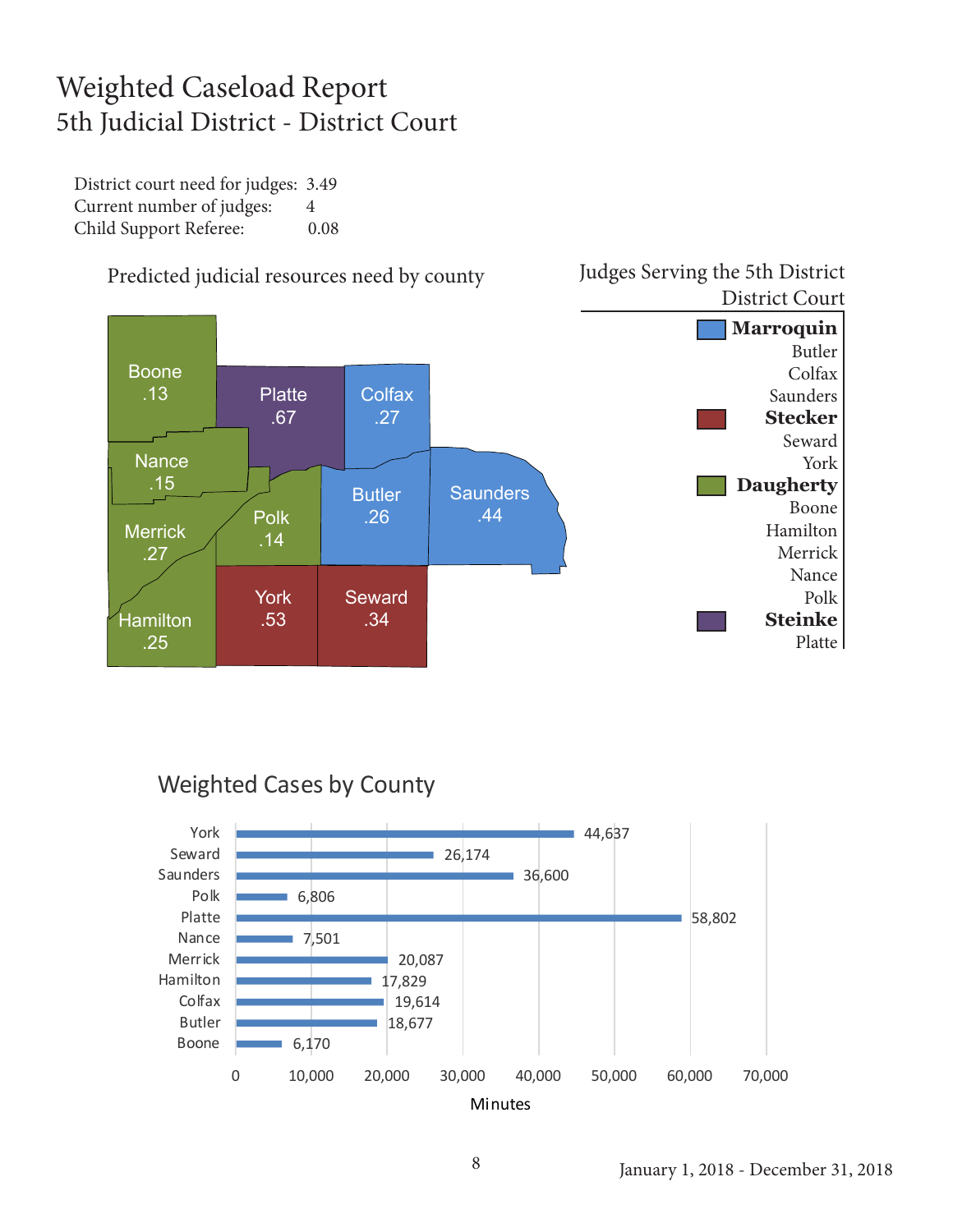# Weighted Caseload Report

## 5th Judicial District - District Court

District court need for judges: 3.49
Current number of judges: 4
Child Support Referee: 0.08

### Predicted judicial resources need by county

| County | Need |
|---|---|
| Boone | .13 |
| Platte | .67 |
| Colfax | .27 |
| Nance | .15 |
| Merrick | .27 |
| Polk | .14 |
| Butler | .26 |
| Saunders | .44 |
| Hamilton | .25 |
| York | .53 |
| Seward | .34 |

### Judges Serving the 5th District District Court

**Marroquin**
Butler
Colfax
Saunders

**Stecker**
Seward
York

**Daugherty**
Boone
Hamilton
Merrick
Nance
Polk

**Steinke**
Platte

### Weighted Cases by County

| County | Minutes |
|---|---|
| York | 44,637 |
| Seward | 26,174 |
| Saunders | 36,600 |
| Polk | 6,806 |
| Platte | 58,802 |
| Nance | 7,501 |
| Merrick | 20,087 |
| Hamilton | 17,829 |
| Colfax | 19,614 |
| Butler | 18,677 |
| Boone | 6,170 |

January 1, 2018 - December 31, 2018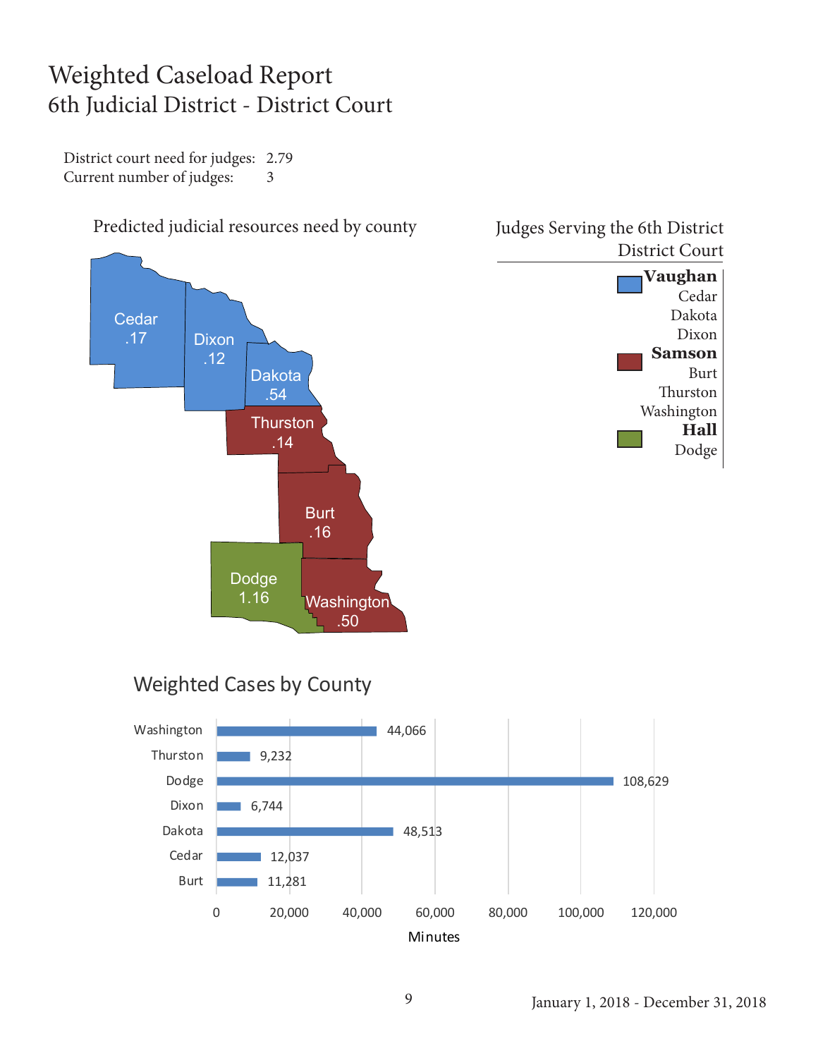# Weighted Caseload Report
## 6th Judicial District - District Court

District court need for judges: 2.79
Current number of judges: 3

### Predicted judicial resources need by county

| County | Need |
|---|---|
| Cedar | .17 |
| Dixon | .12 |
| Dakota | .54 |
| Thurston | .14 |
| Burt | .16 |
| Dodge | 1.16 |
| Washington | .50 |

### Judges Serving the 6th District District Court

**Vaughan**
- Cedar
- Dakota
- Dixon

**Samson**
- Burt
- Thurston
- Washington

**Hall**
- Dodge

### Weighted Cases by County

| County | Minutes |
|---|---|
| Washington | 44,066 |
| Thurston | 9,232 |
| Dodge | 108,629 |
| Dixon | 6,744 |
| Dakota | 48,513 |
| Cedar | 12,037 |
| Burt | 11,281 |

January 1, 2018 - December 31, 2018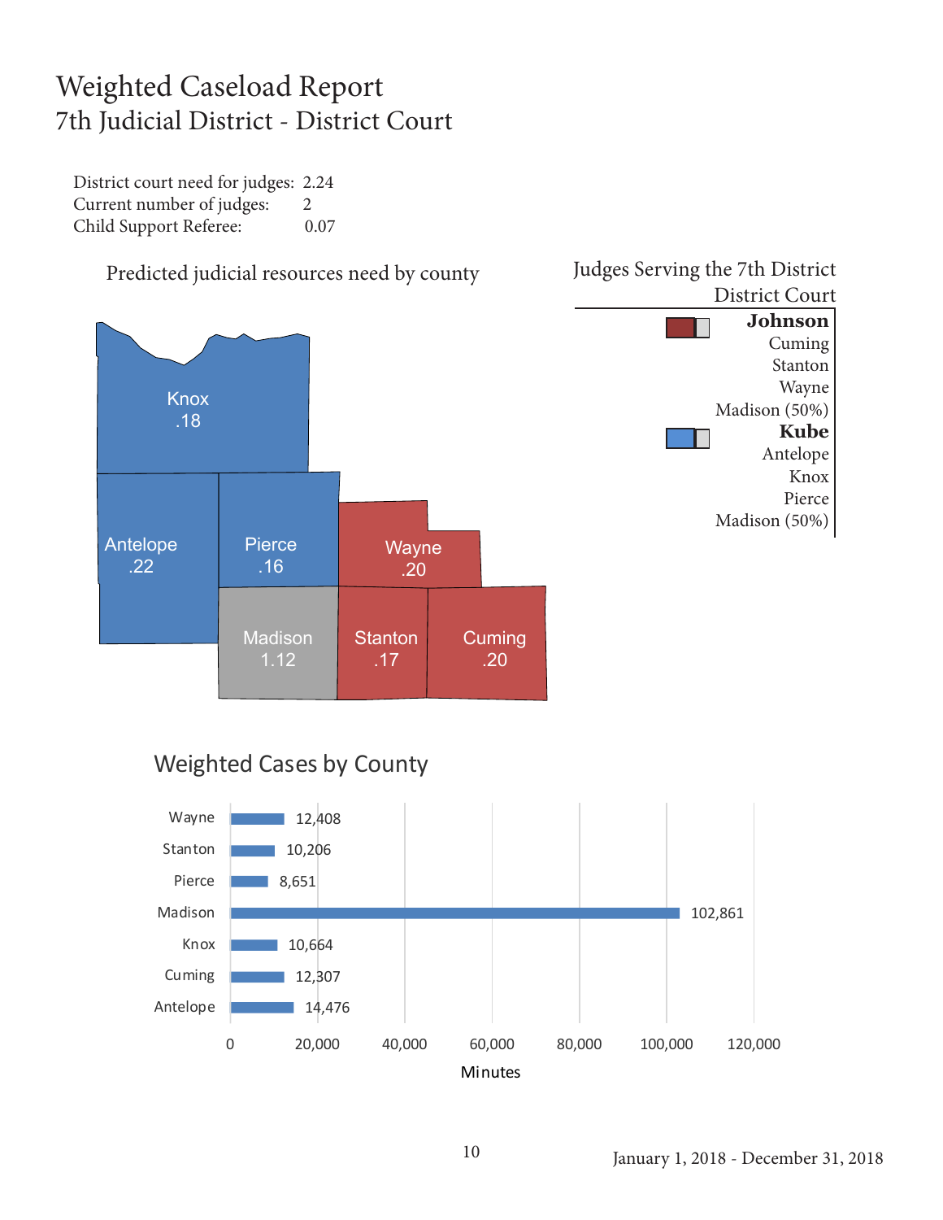# Weighted Caseload Report

## 7th Judicial District - District Court

District court need for judges: 2.24
Current number of judges: 2
Child Support Referee: 0.07

### Predicted judicial resources need by county

| County | Need |
|---|---|
| Knox | .18 |
| Antelope | .22 |
| Pierce | .16 |
| Wayne | .20 |
| Madison | 1.12 |
| Stanton | .17 |
| Cuming | .20 |

### Judges Serving the 7th District District Court

**Johnson**
Cuming
Stanton
Wayne
Madison (50%)

**Kube**
Antelope
Knox
Pierce
Madison (50%)

### Weighted Cases by County

| County | Minutes |
|---|---|
| Wayne | 12,408 |
| Stanton | 10,206 |
| Pierce | 8,651 |
| Madison | 102,861 |
| Knox | 10,664 |
| Cuming | 12,307 |
| Antelope | 14,476 |

January 1, 2018 - December 31, 2018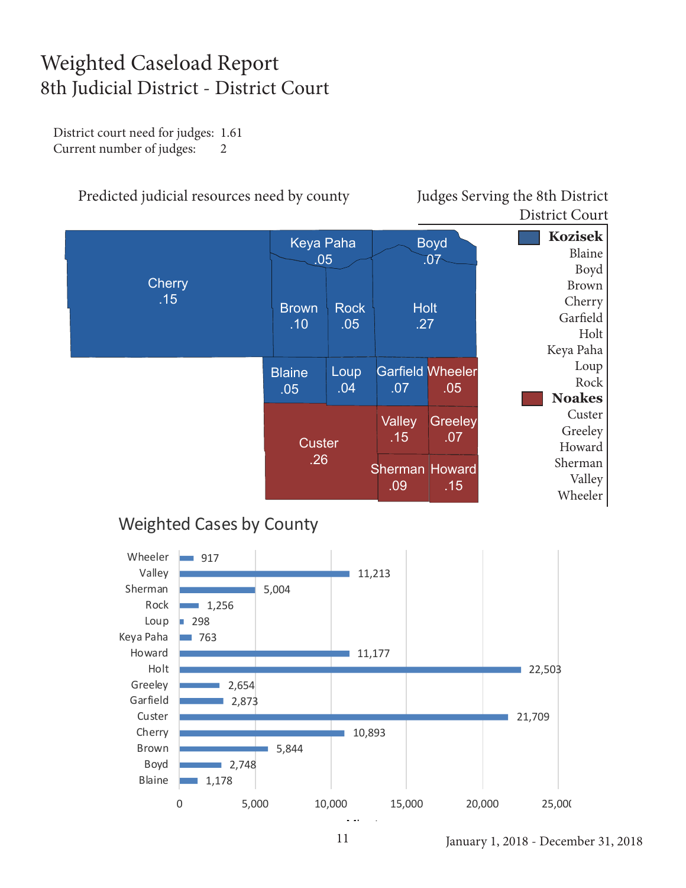# Weighted Caseload Report
## 8th Judicial District - District Court

District court need for judges: 1.61
Current number of judges: 2

### Predicted judicial resources need by county

| County | Need |
| --- | --- |
| Cherry | .15 |
| Keya Paha | .05 |
| Boyd | .07 |
| Brown | .10 |
| Rock | .05 |
| Holt | .27 |
| Blaine | .05 |
| Loup | .04 |
| Garfield | .07 |
| Wheeler | .05 |
| Custer | .26 |
| Valley | .15 |
| Greeley | .07 |
| Sherman | .09 |
| Howard | .15 |

### Judges Serving the 8th District District Court

**Kozisek**
- Blaine
- Boyd
- Brown
- Cherry
- Garfield
- Holt
- Keya Paha
- Loup
- Rock

**Noakes**
- Custer
- Greeley
- Howard
- Sherman
- Valley
- Wheeler

### Weighted Cases by County

| County | Minutes |
| --- | --- |
| Wheeler | 917 |
| Valley | 11,213 |
| Sherman | 5,004 |
| Rock | 1,256 |
| Loup | 298 |
| Keya Paha | 763 |
| Howard | 11,177 |
| Holt | 22,503 |
| Greeley | 2,654 |
| Garfield | 2,873 |
| Custer | 21,709 |
| Cherry | 10,893 |
| Brown | 5,844 |
| Boyd | 2,748 |
| Blaine | 1,178 |

January 1, 2018 - December 31, 2018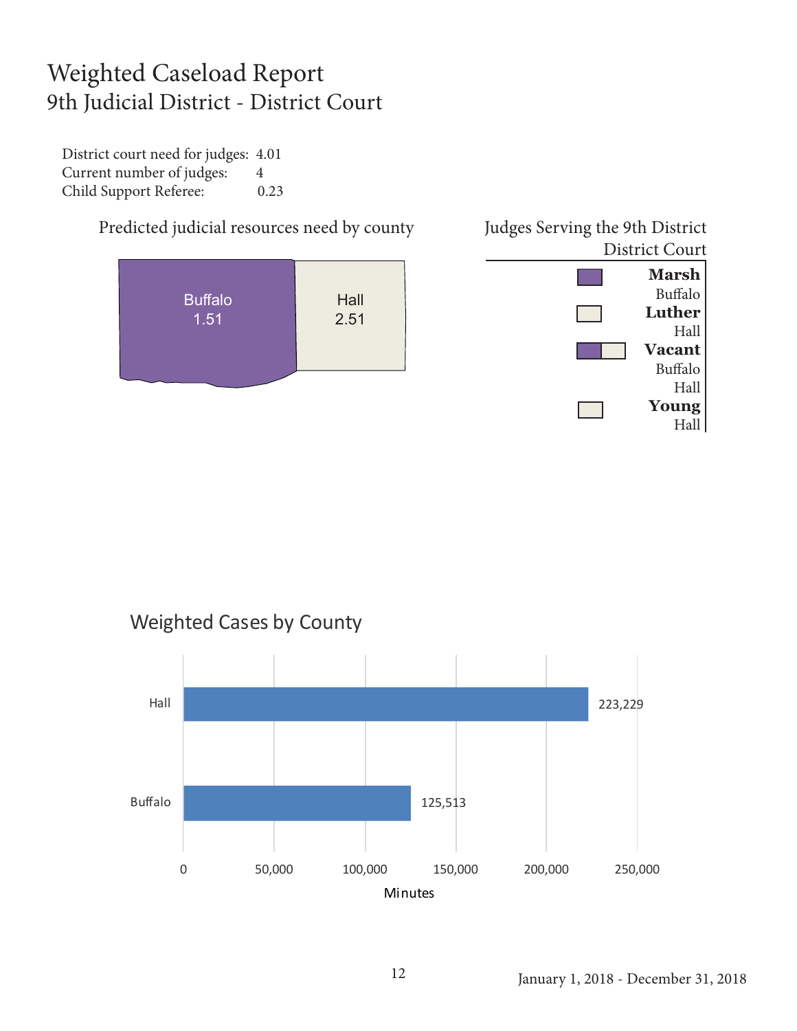# Weighted Caseload Report
## 9th Judicial District - District Court

District court need for judges: 4.01
Current number of judges: 4
Child Support Referee: 0.23

### Predicted judicial resources need by county

| County | Need |
| --- | --- |
| Buffalo | 1.51 |
| Hall | 2.51 |

### Judges Serving the 9th District District Court

**Marsh**
Buffalo

**Luther**
Hall

**Vacant**
Buffalo
Hall

**Young**
Hall

### Weighted Cases by County

| County | Minutes |
| --- | --- |
| Hall | 223,229 |
| Buffalo | 125,513 |

January 1, 2018 - December 31, 2018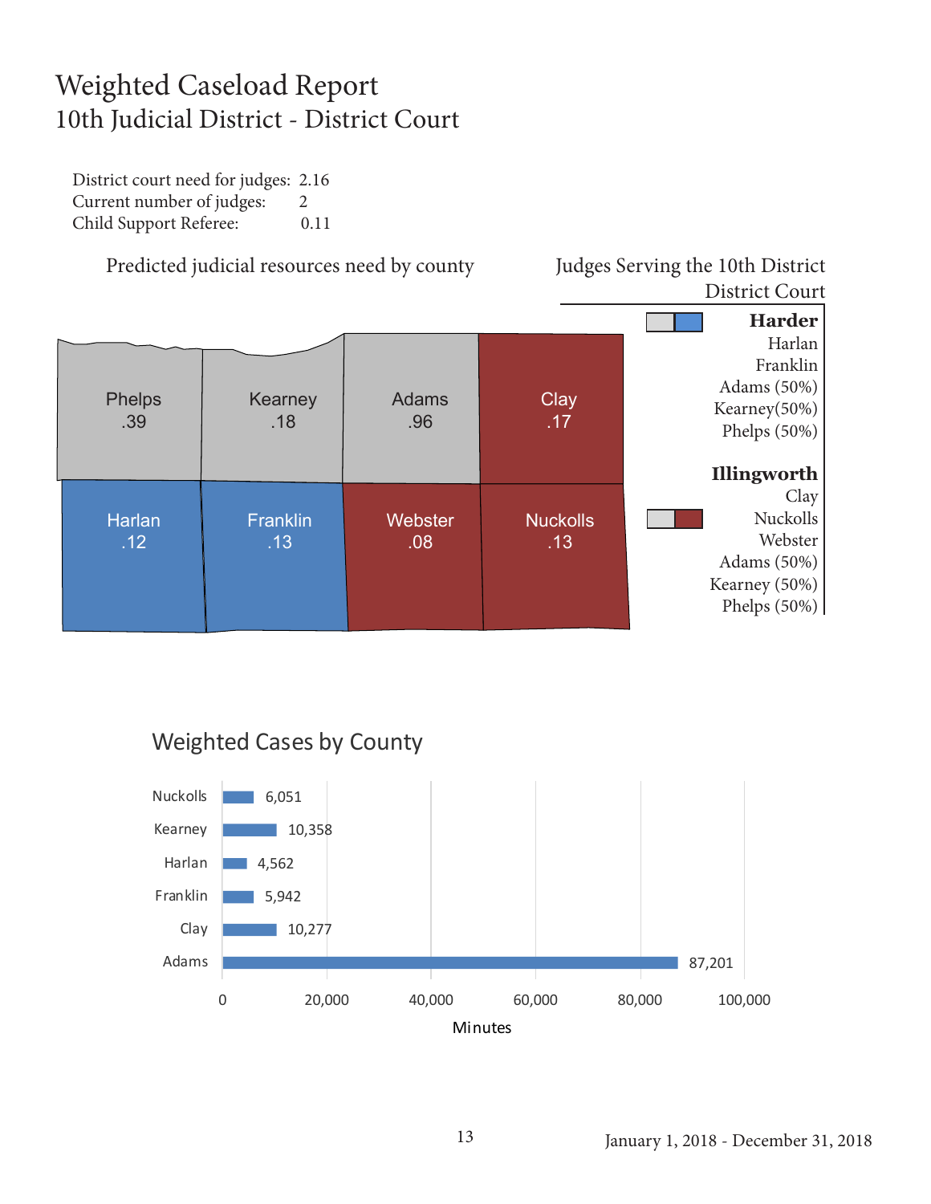# Weighted Caseload Report

## 10th Judicial District - District Court

District court need for judges: 2.16
Current number of judges: 2
Child Support Referee: 0.11

### Predicted judicial resources need by county

| Phelps .39 | Kearney .18 | Adams .96 | Clay .17 |
|---|---|---|---|
| Harlan .12 | Franklin .13 | Webster .08 | Nuckolls .13 |

### Judges Serving the 10th District District Court

**Harder**
Harlan
Franklin
Adams (50%)
Kearney(50%)
Phelps (50%)

**Illingworth**
Clay
Nuckolls
Webster
Adams (50%)
Kearney (50%)
Phelps (50%)

### Weighted Cases by County

| County | Minutes |
|---|---|
| Nuckolls | 6,051 |
| Kearney | 10,358 |
| Harlan | 4,562 |
| Franklin | 5,942 |
| Clay | 10,277 |
| Adams | 87,201 |

January 1, 2018 - December 31, 2018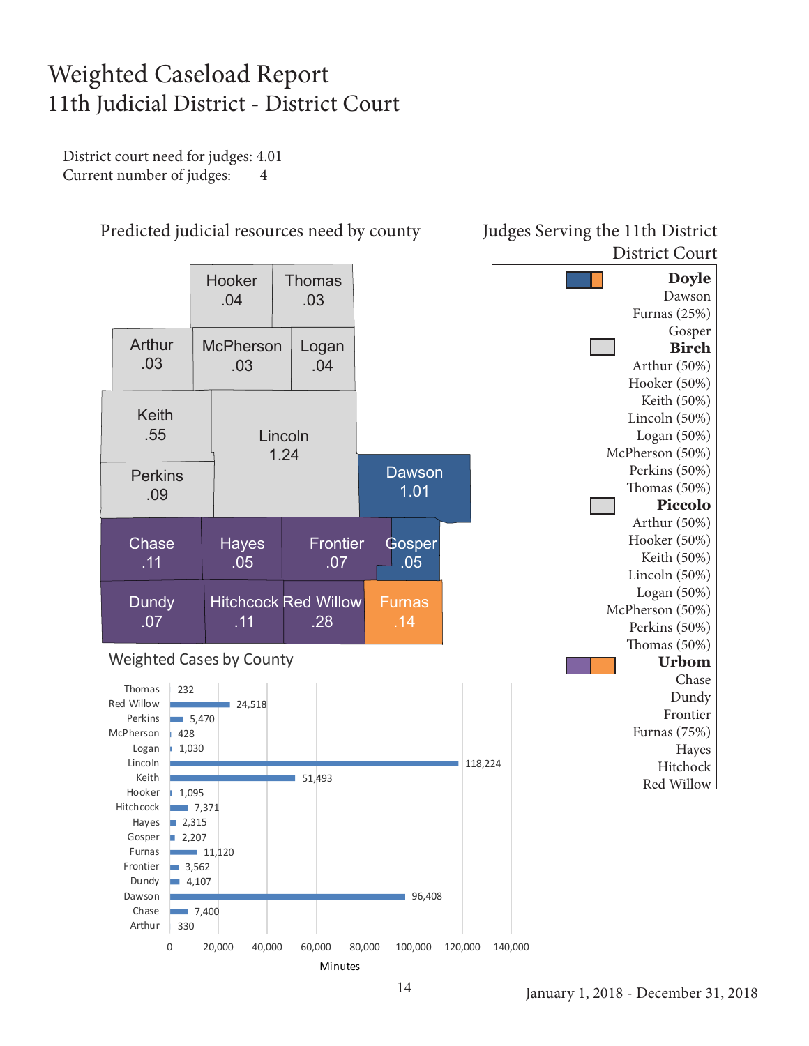# Weighted Caseload Report
## 11th Judicial District - District Court

District court need for judges: 4.01
Current number of judges: 4

### Predicted judicial resources need by county

| County | Need |
|---|---|
| Hooker | .04 |
| Thomas | .03 |
| Arthur | .03 |
| McPherson | .03 |
| Logan | .04 |
| Keith | .55 |
| Lincoln | 1.24 |
| Perkins | .09 |
| Dawson | 1.01 |
| Chase | .11 |
| Hayes | .05 |
| Frontier | .07 |
| Gosper | .05 |
| Dundy | .07 |
| Hitchcock | .11 |
| Red Willow | .28 |
| Furnas | .14 |

### Judges Serving the 11th District District Court

**Doyle**
Dawson
Furnas (25%)
Gosper

**Birch**
Arthur (50%)
Hooker (50%)
Keith (50%)
Lincoln (50%)
Logan (50%)
McPherson (50%)
Perkins (50%)
Thomas (50%)

**Piccolo**
Arthur (50%)
Hooker (50%)
Keith (50%)
Lincoln (50%)
Logan (50%)
McPherson (50%)
Perkins (50%)
Thomas (50%)

**Urbom**
Chase
Dundy
Frontier
Furnas (75%)
Hayes
Hitchcock
Red Willow

### Weighted Cases by County

| County | Minutes |
|---|---|
| Thomas | 232 |
| Red Willow | 24,518 |
| Perkins | 5,470 |
| McPherson | 428 |
| Logan | 1,030 |
| Lincoln | 118,224 |
| Keith | 51,493 |
| Hooker | 1,095 |
| Hitchcock | 7,371 |
| Hayes | 2,315 |
| Gosper | 2,207 |
| Furnas | 11,120 |
| Frontier | 3,562 |
| Dundy | 4,107 |
| Dawson | 96,408 |
| Chase | 7,400 |
| Arthur | 330 |

January 1, 2018 - December 31, 2018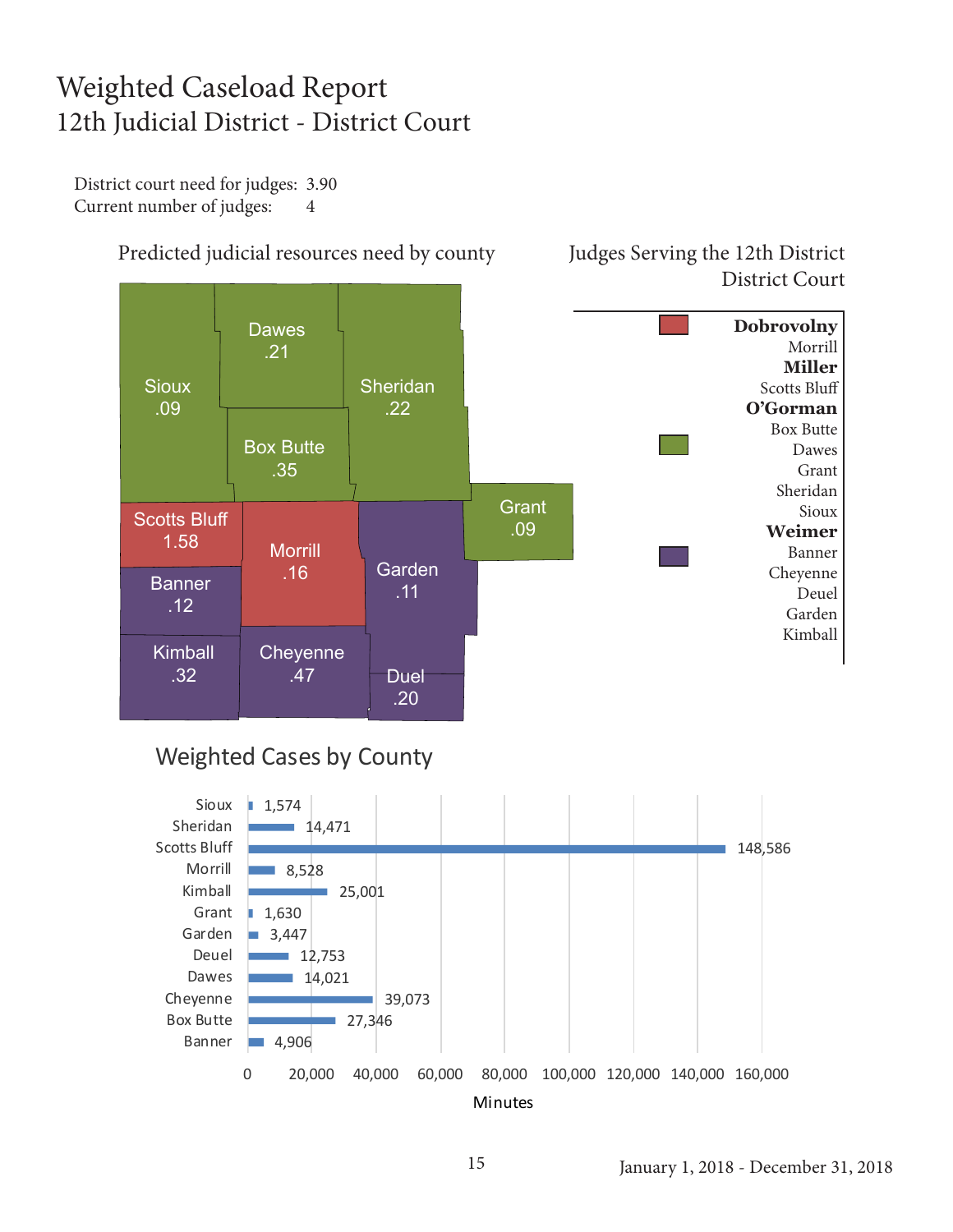# Weighted Caseload Report

## 12th Judicial District - District Court

District court need for judges: 3.90
Current number of judges: 4

### Predicted judicial resources need by county

Sioux .09
Dawes .21
Sheridan .22
Box Butte .35
Grant .09
Scotts Bluff 1.58
Morrill .16
Garden .11
Banner .12
Kimball .32
Cheyenne .47
Duel .20

### Judges Serving the 12th District District Court

**Dobrovolny**
Morrill
**Miller**
Scotts Bluff
**O'Gorman**
Box Butte
Dawes
Grant
Sheridan
Sioux
**Weimer**
Banner
Cheyenne
Deuel
Garden
Kimball

### Weighted Cases by County

Sioux 1,574
Sheridan 14,471
Scotts Bluff 148,586
Morrill 8,528
Kimball 25,001
Grant 1,630
Garden 3,447
Deuel 12,753
Dawes 14,021
Cheyenne 39,073
Box Butte 27,346
Banner 4,906

0 20,000 40,000 60,000 80,000 100,000 120,000 140,000 160,000

Minutes

January 1, 2018 - December 31, 2018